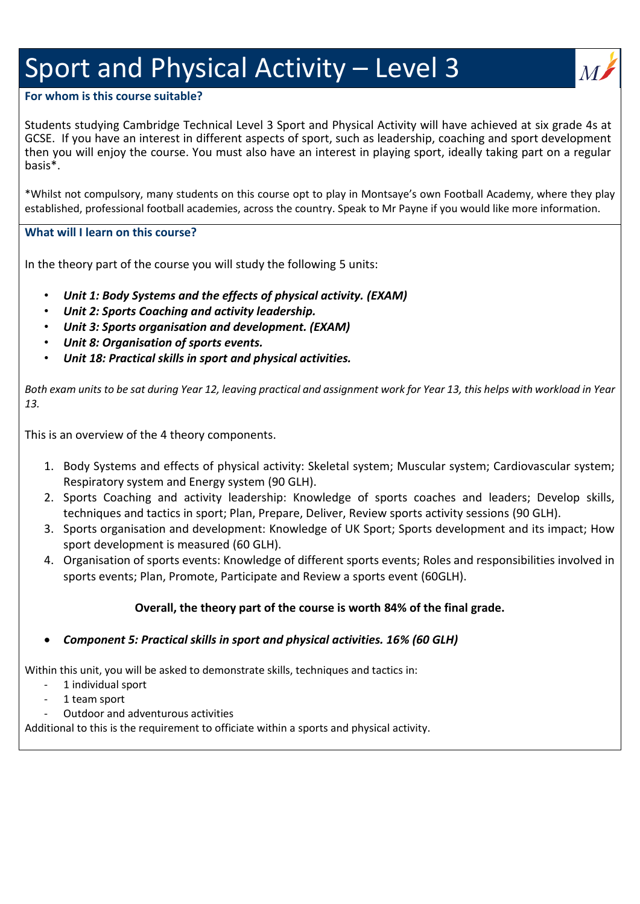# Sport and Physical Activity – Level 3

### For whom is this course suitable?

Students studying Cambridge Technical Level 3 Sport and Physical Activity will have achieved at six grade 4s at GCSE. If you have an interest in different aspects of sport, such as leadership, coaching and sport development then you will enjoy the course. You must also have an interest in playing sport, ideally taking part on a regular basis*.

*Whilst not compulsory, many students on this course opt to play in Montsaye's own Football Academy, where they play established, professional football academies, across the country. Speak to Mr Payne if you would like more information.

### What will I learn on this course?

In the theory part of the course you will study the following 5 units:

- ***Unit 1: Body Systems and the effects of physical activity. (EXAM)***
- ***Unit 2: Sports Coaching and activity leadership.***
- ***Unit 3: Sports organisation and development. (EXAM)***
- ***Unit 8: Organisation of sports events.***
- ***Unit 18: Practical skills in sport and physical activities.***

*Both exam units to be sat during Year 12, leaving practical and assignment work for Year 13, this helps with workload in Year 13.*

This is an overview of the 4 theory components.

1. Body Systems and effects of physical activity: Skeletal system; Muscular system; Cardiovascular system; Respiratory system and Energy system (90 GLH).
2. Sports Coaching and activity leadership: Knowledge of sports coaches and leaders; Develop skills, techniques and tactics in sport; Plan, Prepare, Deliver, Review sports activity sessions (90 GLH).
3. Sports organisation and development: Knowledge of UK Sport; Sports development and its impact; How sport development is measured (60 GLH).
4. Organisation of sports events: Knowledge of different sports events; Roles and responsibilities involved in sports events; Plan, Promote, Participate and Review a sports event (60GLH).

**Overall, the theory part of the course is worth 84% of the final grade.**

- ***Component 5: Practical skills in sport and physical activities. 16% (60 GLH)***

Within this unit, you will be asked to demonstrate skills, techniques and tactics in:

- 1 individual sport
- 1 team sport
- Outdoor and adventurous activities

Additional to this is the requirement to officiate within a sports and physical activity.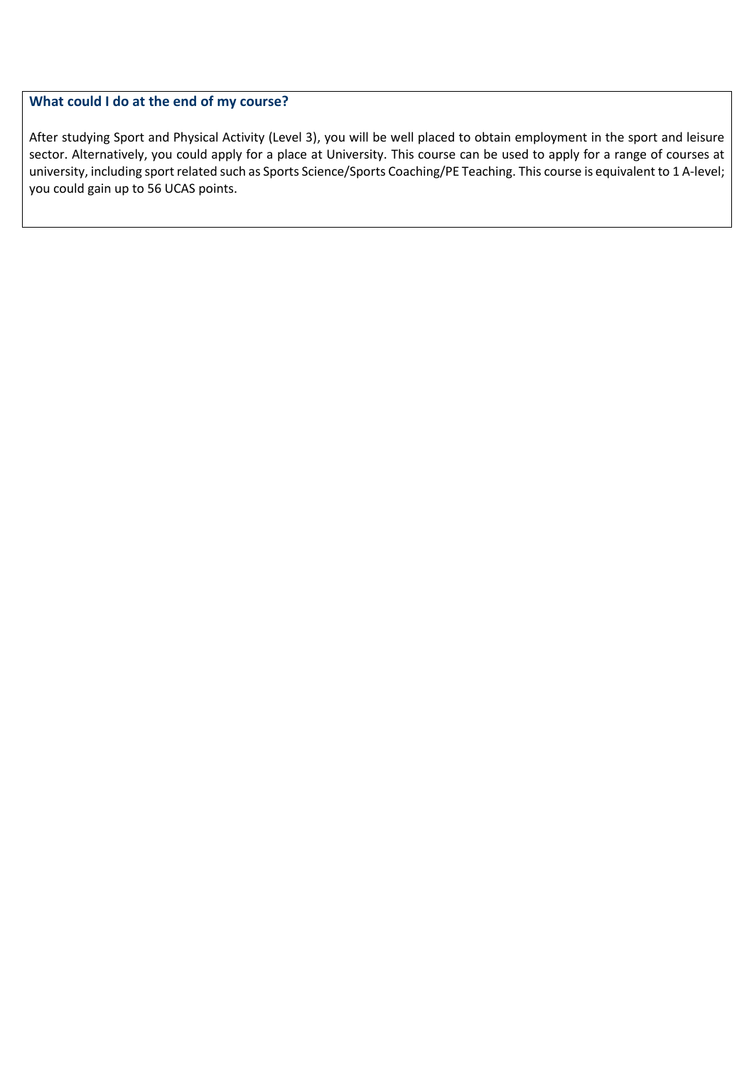**What could I do at the end of my course?**

After studying Sport and Physical Activity (Level 3), you will be well placed to obtain employment in the sport and leisure sector. Alternatively, you could apply for a place at University. This course can be used to apply for a range of courses at university, including sport related such as Sports Science/Sports Coaching/PE Teaching. This course is equivalent to 1 A-level; you could gain up to 56 UCAS points.